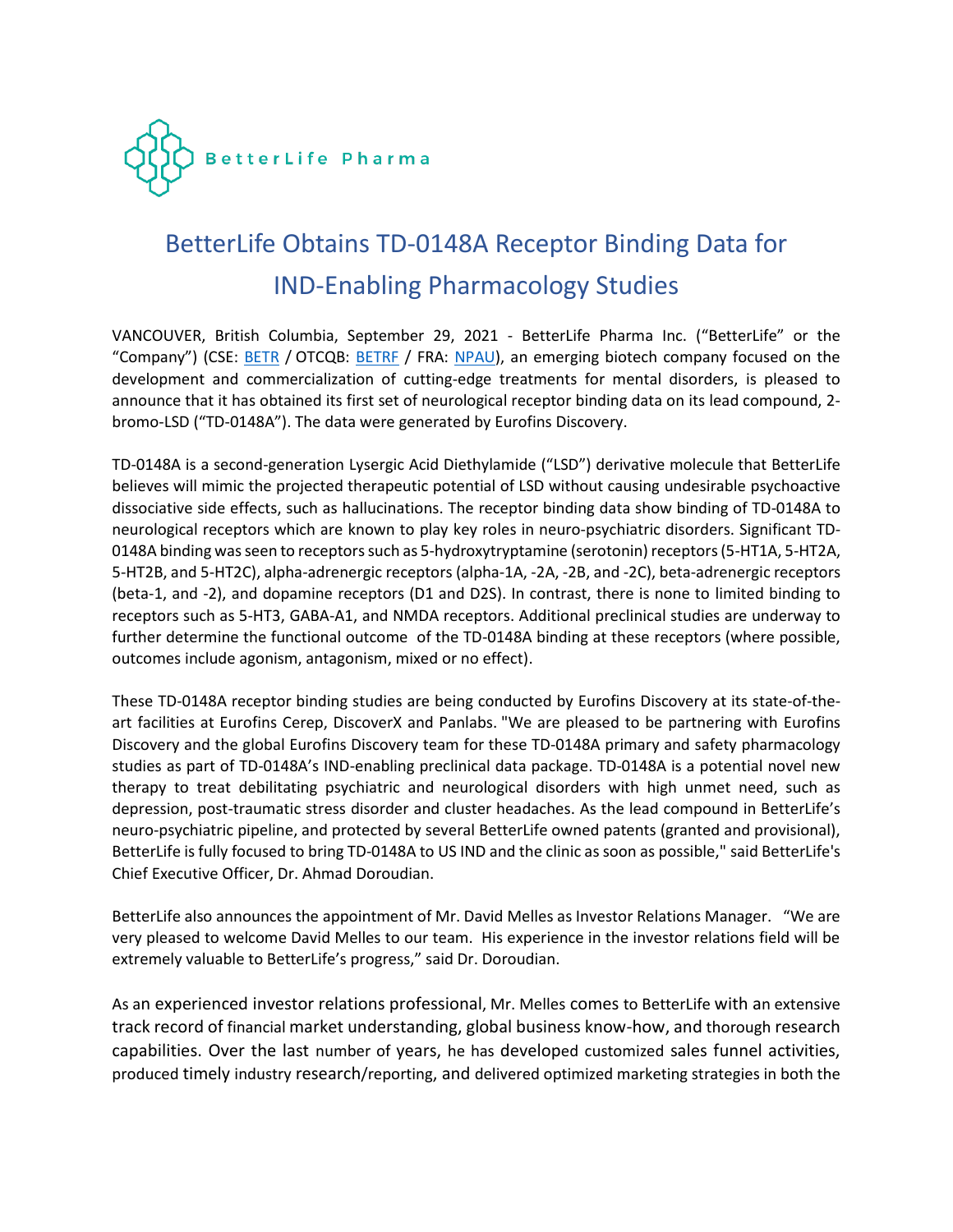BetterLife Pharma

# BetterLife Obtains TD-0148A Receptor Binding Data for IND-Enabling Pharmacology Studies

VANCOUVER, British Columbia, September 29, 2021 - BetterLife Pharma Inc. ("BetterLife" or the "Company") (CSE: BETR / OTCQB: BETRF / FRA: NPAU), an emerging biotech company focused on the development and commercialization of cutting-edge treatments for mental disorders, is pleased to announce that it has obtained its first set of neurological receptor binding data on its lead compound, 2-bromo-LSD ("TD-0148A"). The data were generated by Eurofins Discovery.

TD-0148A is a second-generation Lysergic Acid Diethylamide ("LSD") derivative molecule that BetterLife believes will mimic the projected therapeutic potential of LSD without causing undesirable psychoactive dissociative side effects, such as hallucinations. The receptor binding data show binding of TD-0148A to neurological receptors which are known to play key roles in neuro-psychiatric disorders. Significant TD-0148A binding was seen to receptors such as 5-hydroxytryptamine (serotonin) receptors (5-HT1A, 5-HT2A, 5-HT2B, and 5-HT2C), alpha-adrenergic receptors (alpha-1A, -2A, -2B, and -2C), beta-adrenergic receptors (beta-1, and -2), and dopamine receptors (D1 and D2S). In contrast, there is none to limited binding to receptors such as 5-HT3, GABA-A1, and NMDA receptors. Additional preclinical studies are underway to further determine the functional outcome of the TD-0148A binding at these receptors (where possible, outcomes include agonism, antagonism, mixed or no effect).

These TD-0148A receptor binding studies are being conducted by Eurofins Discovery at its state-of-the-art facilities at Eurofins Cerep, DiscoverX and Panlabs. "We are pleased to be partnering with Eurofins Discovery and the global Eurofins Discovery team for these TD-0148A primary and safety pharmacology studies as part of TD-0148A's IND-enabling preclinical data package. TD-0148A is a potential novel new therapy to treat debilitating psychiatric and neurological disorders with high unmet need, such as depression, post-traumatic stress disorder and cluster headaches. As the lead compound in BetterLife's neuro-psychiatric pipeline, and protected by several BetterLife owned patents (granted and provisional), BetterLife is fully focused to bring TD-0148A to US IND and the clinic as soon as possible," said BetterLife's Chief Executive Officer, Dr. Ahmad Doroudian.

BetterLife also announces the appointment of Mr. David Melles as Investor Relations Manager. "We are very pleased to welcome David Melles to our team. His experience in the investor relations field will be extremely valuable to BetterLife's progress," said Dr. Doroudian.

As an experienced investor relations professional, Mr. Melles comes to BetterLife with an extensive track record of financial market understanding, global business know-how, and thorough research capabilities. Over the last number of years, he has developed customized sales funnel activities, produced timely industry research/reporting, and delivered optimized marketing strategies in both the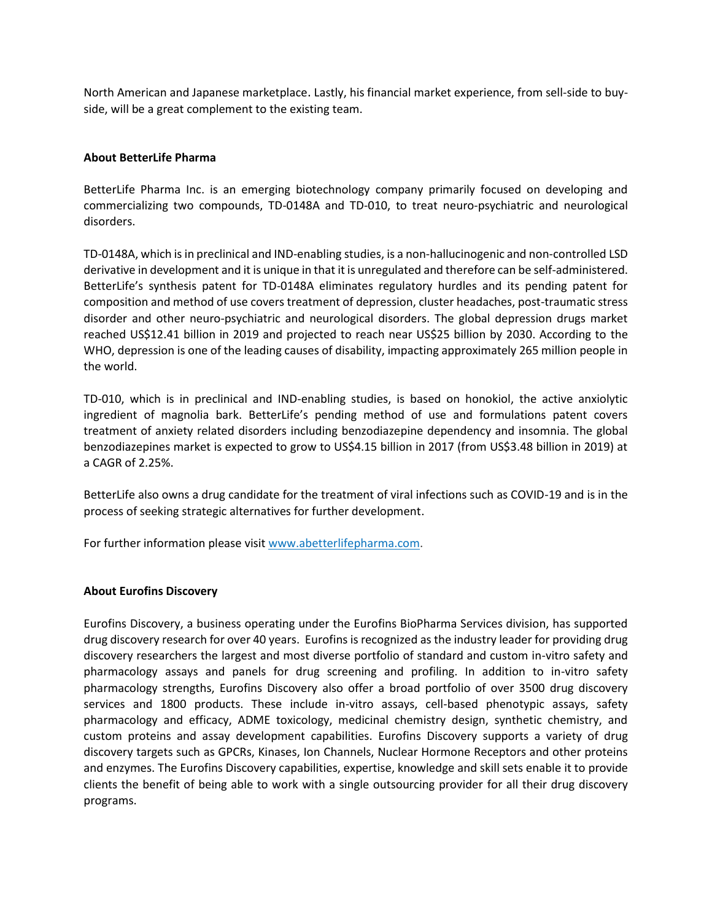North American and Japanese marketplace. Lastly, his financial market experience, from sell-side to buy-side, will be a great complement to the existing team.

**About BetterLife Pharma**

BetterLife Pharma Inc. is an emerging biotechnology company primarily focused on developing and commercializing two compounds, TD-0148A and TD-010, to treat neuro-psychiatric and neurological disorders.

TD-0148A, which is in preclinical and IND-enabling studies, is a non-hallucinogenic and non-controlled LSD derivative in development and it is unique in that it is unregulated and therefore can be self-administered. BetterLife's synthesis patent for TD-0148A eliminates regulatory hurdles and its pending patent for composition and method of use covers treatment of depression, cluster headaches, post-traumatic stress disorder and other neuro-psychiatric and neurological disorders. The global depression drugs market reached US$12.41 billion in 2019 and projected to reach near US$25 billion by 2030. According to the WHO, depression is one of the leading causes of disability, impacting approximately 265 million people in the world.

TD-010, which is in preclinical and IND-enabling studies, is based on honokiol, the active anxiolytic ingredient of magnolia bark. BetterLife's pending method of use and formulations patent covers treatment of anxiety related disorders including benzodiazepine dependency and insomnia. The global benzodiazepines market is expected to grow to US$4.15 billion in 2017 (from US$3.48 billion in 2019) at a CAGR of 2.25%.

BetterLife also owns a drug candidate for the treatment of viral infections such as COVID-19 and is in the process of seeking strategic alternatives for further development.

For further information please visit [www.abetterlifepharma.com](http://www.abetterlifepharma.com).

**About Eurofins Discovery**

Eurofins Discovery, a business operating under the Eurofins BioPharma Services division, has supported drug discovery research for over 40 years. Eurofins is recognized as the industry leader for providing drug discovery researchers the largest and most diverse portfolio of standard and custom in-vitro safety and pharmacology assays and panels for drug screening and profiling. In addition to in-vitro safety pharmacology strengths, Eurofins Discovery also offer a broad portfolio of over 3500 drug discovery services and 1800 products. These include in-vitro assays, cell-based phenotypic assays, safety pharmacology and efficacy, ADME toxicology, medicinal chemistry design, synthetic chemistry, and custom proteins and assay development capabilities. Eurofins Discovery supports a variety of drug discovery targets such as GPCRs, Kinases, Ion Channels, Nuclear Hormone Receptors and other proteins and enzymes. The Eurofins Discovery capabilities, expertise, knowledge and skill sets enable it to provide clients the benefit of being able to work with a single outsourcing provider for all their drug discovery programs.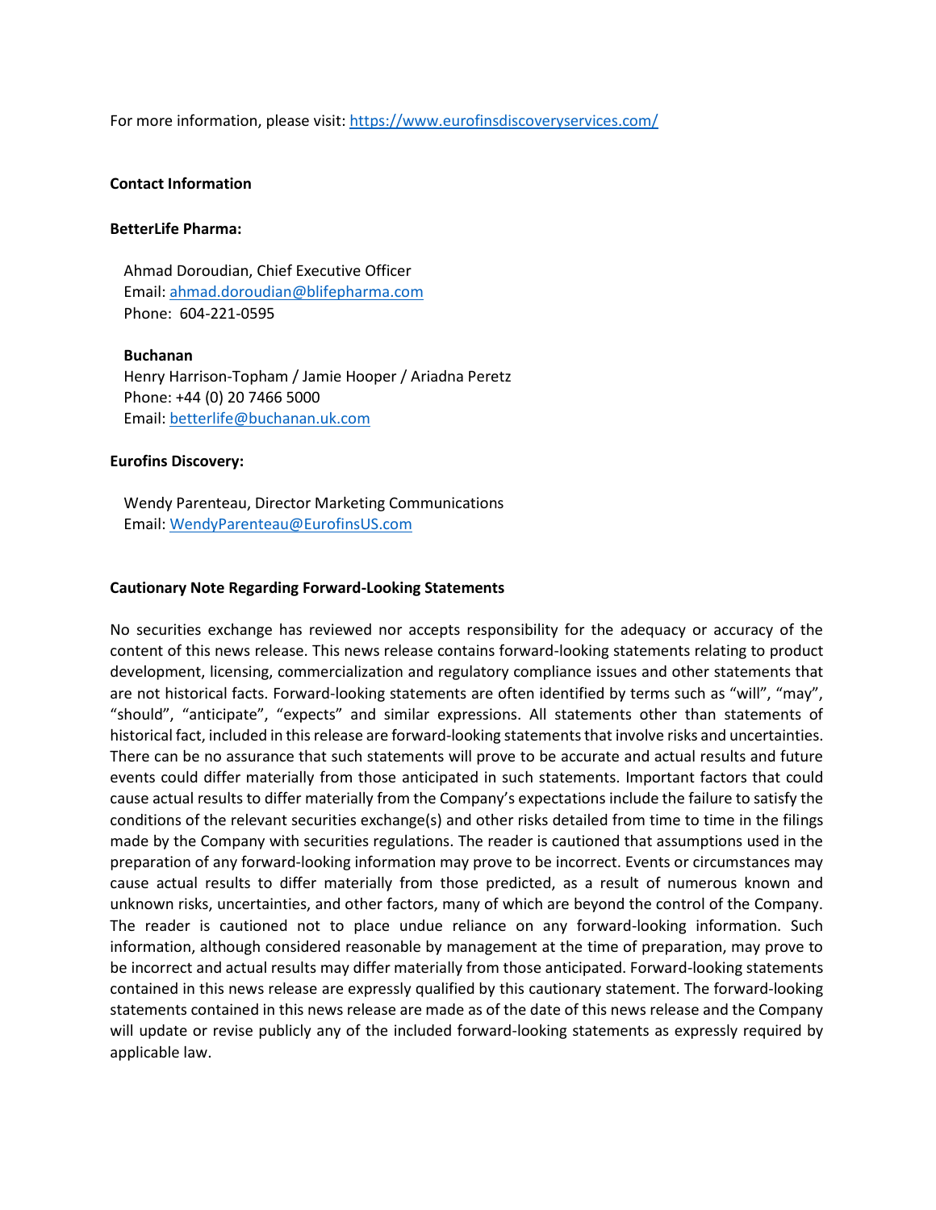For more information, please visit: https://www.eurofinsdiscoveryservices.com/

**Contact Information**

**BetterLife Pharma:**

Ahmad Doroudian, Chief Executive Officer
Email: ahmad.doroudian@blifepharma.com
Phone: 604-221-0595

**Buchanan**
Henry Harrison-Topham / Jamie Hooper / Ariadna Peretz
Phone: +44 (0) 20 7466 5000
Email: betterlife@buchanan.uk.com

**Eurofins Discovery:**

Wendy Parenteau, Director Marketing Communications
Email: WendyParenteau@EurofinsUS.com

**Cautionary Note Regarding Forward-Looking Statements**

No securities exchange has reviewed nor accepts responsibility for the adequacy or accuracy of the content of this news release. This news release contains forward-looking statements relating to product development, licensing, commercialization and regulatory compliance issues and other statements that are not historical facts. Forward-looking statements are often identified by terms such as "will", "may", "should", "anticipate", "expects" and similar expressions. All statements other than statements of historical fact, included in this release are forward-looking statements that involve risks and uncertainties. There can be no assurance that such statements will prove to be accurate and actual results and future events could differ materially from those anticipated in such statements. Important factors that could cause actual results to differ materially from the Company's expectations include the failure to satisfy the conditions of the relevant securities exchange(s) and other risks detailed from time to time in the filings made by the Company with securities regulations. The reader is cautioned that assumptions used in the preparation of any forward-looking information may prove to be incorrect. Events or circumstances may cause actual results to differ materially from those predicted, as a result of numerous known and unknown risks, uncertainties, and other factors, many of which are beyond the control of the Company. The reader is cautioned not to place undue reliance on any forward-looking information. Such information, although considered reasonable by management at the time of preparation, may prove to be incorrect and actual results may differ materially from those anticipated. Forward-looking statements contained in this news release are expressly qualified by this cautionary statement. The forward-looking statements contained in this news release are made as of the date of this news release and the Company will update or revise publicly any of the included forward-looking statements as expressly required by applicable law.